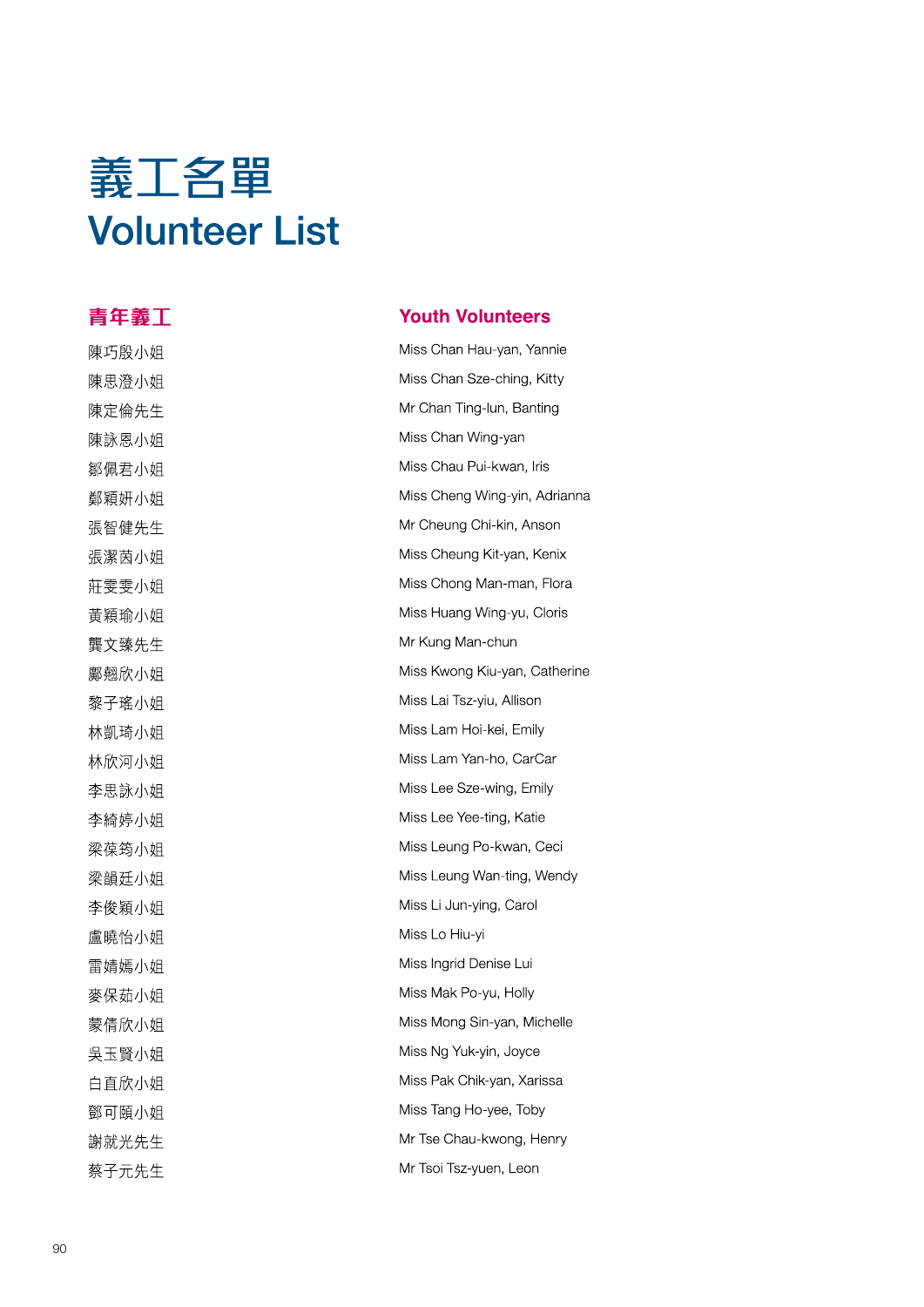# 義工名單
# Volunteer List

## 青年義工 / Youth Volunteers

| 青年義工 | Youth Volunteers |
|---|---|
| 陳巧殷小姐 | Miss Chan Hau-yan, Yannie |
| 陳思澄小姐 | Miss Chan Sze-ching, Kitty |
| 陳定倫先生 | Mr Chan Ting-lun, Banting |
| 陳詠恩小姐 | Miss Chan Wing-yan |
| 鄒佩君小姐 | Miss Chau Pui-kwan, Iris |
| 鄭穎妍小姐 | Miss Cheng Wing-yin, Adrianna |
| 張智健先生 | Mr Cheung Chi-kin, Anson |
| 張潔茵小姐 | Miss Cheung Kit-yan, Kenix |
| 莊雯雯小姐 | Miss Chong Man-man, Flora |
| 黃穎瑜小姐 | Miss Huang Wing-yu, Cloris |
| 龔文臻先生 | Mr Kung Man-chun |
| 鄺翹欣小姐 | Miss Kwong Kiu-yan, Catherine |
| 黎子瑤小姐 | Miss Lai Tsz-yiu, Allison |
| 林凱琦小姐 | Miss Lam Hoi-kei, Emily |
| 林欣河小姐 | Miss Lam Yan-ho, CarCar |
| 李思詠小姐 | Miss Lee Sze-wing, Emily |
| 李綺婷小姐 | Miss Lee Yee-ting, Katie |
| 梁葆筠小姐 | Miss Leung Po-kwan, Ceci |
| 梁韻廷小姐 | Miss Leung Wan-ting, Wendy |
| 李俊穎小姐 | Miss Li Jun-ying, Carol |
| 盧曉怡小姐 | Miss Lo Hiu-yi |
| 雷婧嫣小姐 | Miss Ingrid Denise Lui |
| 麥保茹小姐 | Miss Mak Po-yu, Holly |
| 蒙倩欣小姐 | Miss Mong Sin-yan, Michelle |
| 吳玉賢小姐 | Miss Ng Yuk-yin, Joyce |
| 白直欣小姐 | Miss Pak Chik-yan, Xarissa |
| 鄧可頤小姐 | Miss Tang Ho-yee, Toby |
| 謝就光先生 | Mr Tse Chau-kwong, Henry |
| 蔡子元先生 | Mr Tsoi Tsz-yuen, Leon |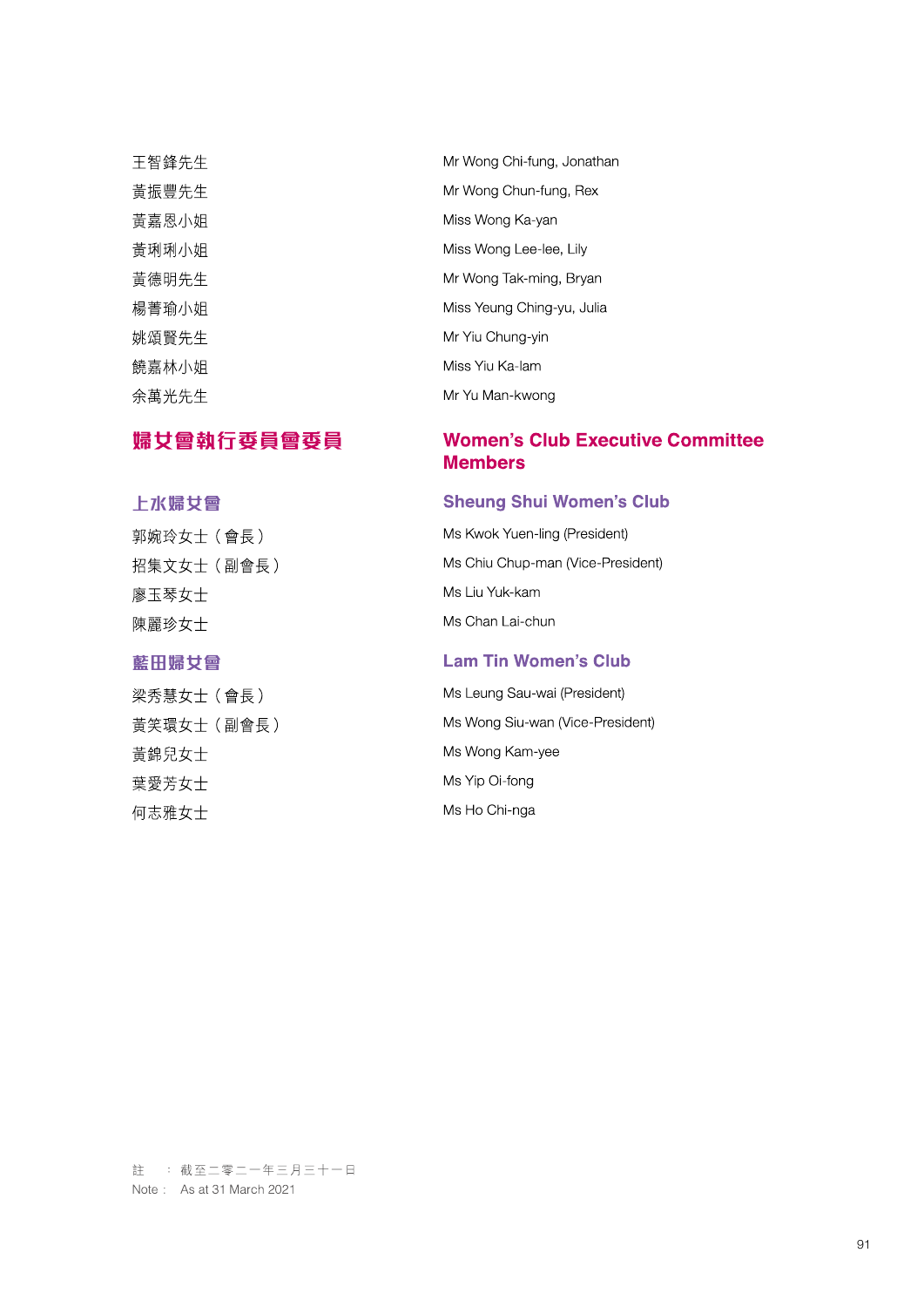王智鋒先生 Mr Wong Chi-fung, Jonathan

黃振豐先生 Mr Wong Chun-fung, Rex

黃嘉恩小姐 Miss Wong Ka-yan

黃琍琍小姐 Miss Wong Lee-lee, Lily

黃德明先生 Mr Wong Tak-ming, Bryan

楊菁瑜小姐 Miss Yeung Ching-yu, Julia

姚頌賢先生 Mr Yiu Chung-yin

饒嘉林小姐 Miss Yiu Ka-lam

余萬光先生 Mr Yu Man-kwong

## 婦女會執行委員會委員 Women's Club Executive Committee Members

### 上水婦女會 Sheung Shui Women's Club

郭婉玲女士（會長） Ms Kwok Yuen-ling (President)

招集文女士（副會長） Ms Chiu Chup-man (Vice-President)

廖玉琴女士 Ms Liu Yuk-kam

陳麗珍女士 Ms Chan Lai-chun

### 藍田婦女會 Lam Tin Women's Club

梁秀慧女士（會長） Ms Leung Sau-wai (President)

黃笑環女士（副會長） Ms Wong Siu-wan (Vice-President)

黃錦兒女士 Ms Wong Kam-yee

葉愛芳女士 Ms Yip Oi-fong

何志雅女士 Ms Ho Chi-nga

註 ： 截至二零二一年三月三十一日

Note : As at 31 March 2021